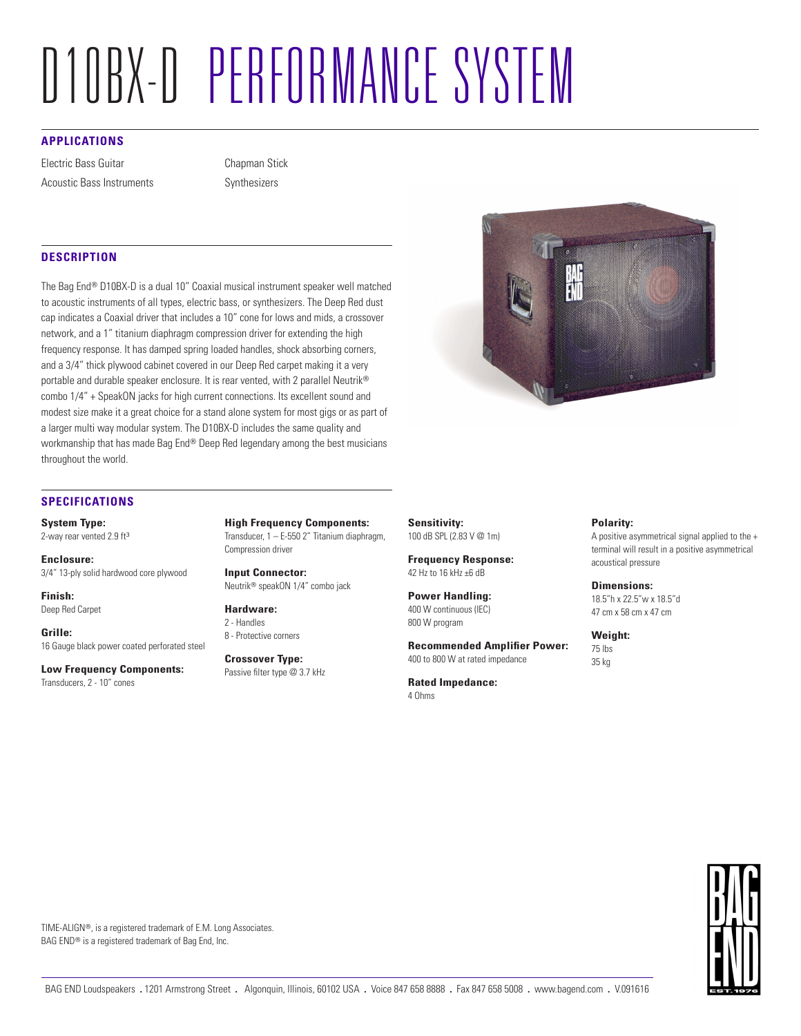# D10BX-D PERFORMANCE SYSTEM

## APPLICATIONS

Electric Bass Guitar
Acoustic Bass Instruments
Chapman Stick
Synthesizers

## DESCRIPTION

The Bag End® D10BX-D is a dual 10" Coaxial musical instrument speaker well matched to acoustic instruments of all types, electric bass, or synthesizers. The Deep Red dust cap indicates a Coaxial driver that includes a 10" cone for lows and mids, a crossover network, and a 1" titanium diaphragm compression driver for extending the high frequency response. It has damped spring loaded handles, shock absorbing corners, and a 3/4" thick plywood cabinet covered in our Deep Red carpet making it a very portable and durable speaker enclosure. It is rear vented, with 2 parallel Neutrik® combo 1/4" + SpeakON jacks for high current connections. Its excellent sound and modest size make it a great choice for a stand alone system for most gigs or as part of a larger multi way modular system. The D10BX-D includes the same quality and workmanship that has made Bag End® Deep Red legendary among the best musicians throughout the world.

## SPECIFICATIONS

**System Type:**
2-way rear vented 2.9 ft³

**Enclosure:**
3/4" 13-ply solid hardwood core plywood

**Finish:**
Deep Red Carpet

**Grille:**
16 Gauge black power coated perforated steel

**Low Frequency Components:**
Transducers, 2 - 10" cones

**High Frequency Components:**
Transducer, 1 – E-550 2" Titanium diaphragm, Compression driver

**Input Connector:**
Neutrik® speakON 1/4" combo jack

**Hardware:**
2 - Handles
8 - Protective corners

**Crossover Type:**
Passive filter type @ 3.7 kHz

**Sensitivity:**
100 dB SPL (2.83 V @ 1m)

**Frequency Response:**
42 Hz to 16 kHz ±6 dB

**Power Handling:**
400 W continuous (IEC)
800 W program

**Recommended Amplifier Power:**
400 to 800 W at rated impedance

**Rated Impedance:**
4 Ohms

**Polarity:**
A positive asymmetrical signal applied to the + terminal will result in a positive asymmetrical acoustical pressure

**Dimensions:**
18.5"h x 22.5"w x 18.5"d
47 cm x 58 cm x 47 cm

**Weight:**
75 lbs
35 kg

TIME-ALIGN®, is a registered trademark of E.M. Long Associates.
BAG END® is a registered trademark of Bag End, Inc.

BAG END Loudspeakers . 1201 Armstrong Street . Algonquin, Illinois, 60102 USA . Voice 847 658 8888 . Fax 847 658 5008 . www.bagend.com . V.091616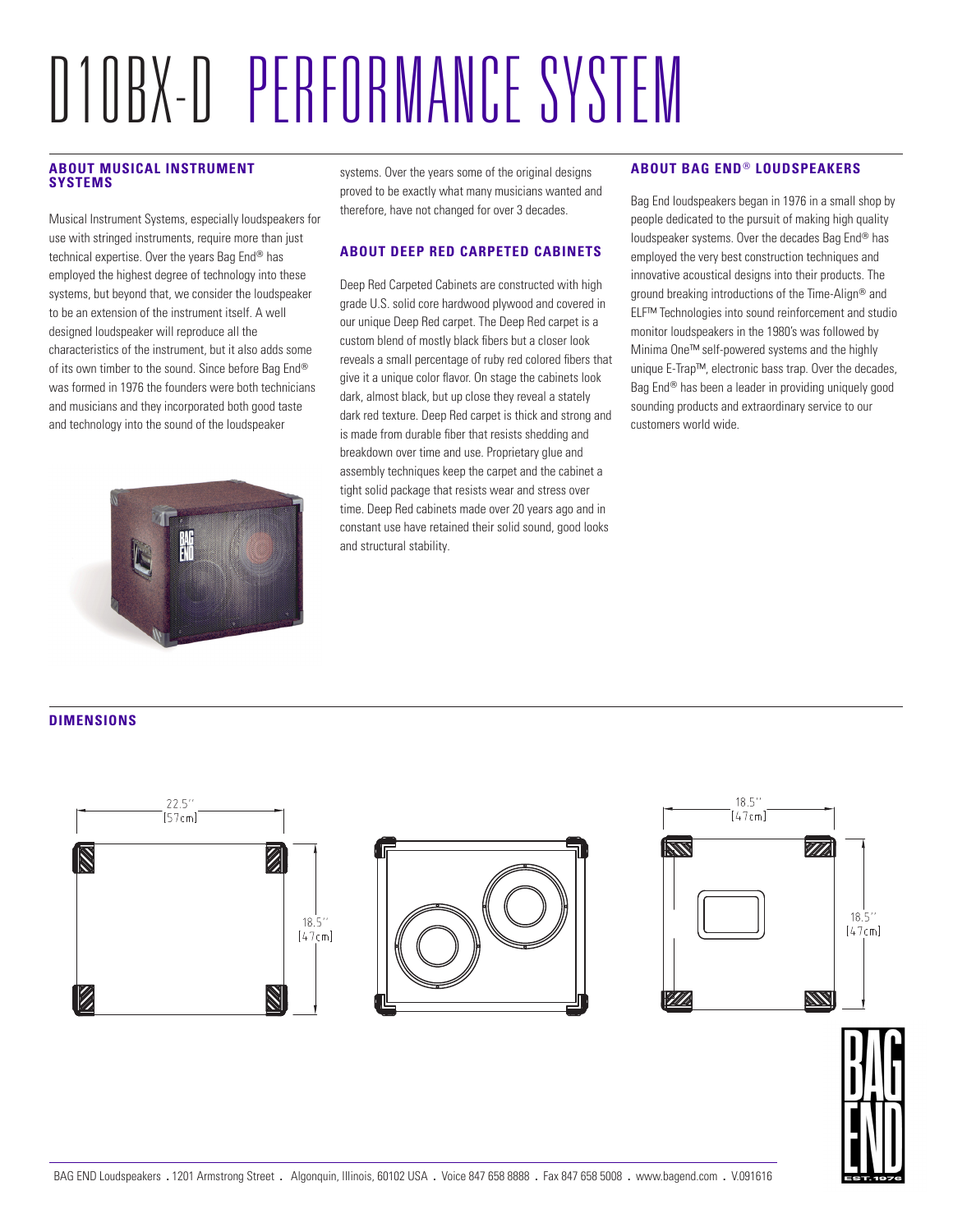# D10BX-D PERFORMANCE SYSTEM

### ABOUT MUSICAL INSTRUMENT SYSTEMS

Musical Instrument Systems, especially loudspeakers for use with stringed instruments, require more than just technical expertise. Over the years Bag End® has employed the highest degree of technology into these systems, but beyond that, we consider the loudspeaker to be an extension of the instrument itself. A well designed loudspeaker will reproduce all the characteristics of the instrument, but it also adds some of its own timber to the sound. Since before Bag End® was formed in 1976 the founders were both technicians and musicians and they incorporated both good taste and technology into the sound of the loudspeaker systems. Over the years some of the original designs proved to be exactly what many musicians wanted and therefore, have not changed for over 3 decades.

### ABOUT DEEP RED CARPETED CABINETS

Deep Red Carpeted Cabinets are constructed with high grade U.S. solid core hardwood plywood and covered in our unique Deep Red carpet. The Deep Red carpet is a custom blend of mostly black fibers but a closer look reveals a small percentage of ruby red colored fibers that give it a unique color flavor. On stage the cabinets look dark, almost black, but up close they reveal a stately dark red texture. Deep Red carpet is thick and strong and is made from durable fiber that resists shedding and breakdown over time and use. Proprietary glue and assembly techniques keep the carpet and the cabinet a tight solid package that resists wear and stress over time. Deep Red cabinets made over 20 years ago and in constant use have retained their solid sound, good looks and structural stability.

### ABOUT BAG END® LOUDSPEAKERS

Bag End loudspeakers began in 1976 in a small shop by people dedicated to the pursuit of making high quality loudspeaker systems. Over the decades Bag End® has employed the very best construction techniques and innovative acoustical designs into their products. The ground breaking introductions of the Time-Align® and ELF™ Technologies into sound reinforcement and studio monitor loudspeakers in the 1980's was followed by Minima One™ self-powered systems and the highly unique E-Trap™, electronic bass trap. Over the decades, Bag End® has been a leader in providing uniquely good sounding products and extraordinary service to our customers world wide.

### DIMENSIONS

22.5" [57cm]

18.5" [47cm]

18.5" [47cm]

18.5" [47cm]

BAG END Loudspeakers . 1201 Armstrong Street . Algonquin, Illinois, 60102 USA . Voice 847 658 8888 . Fax 847 658 5008 . www.bagend.com . V.091616